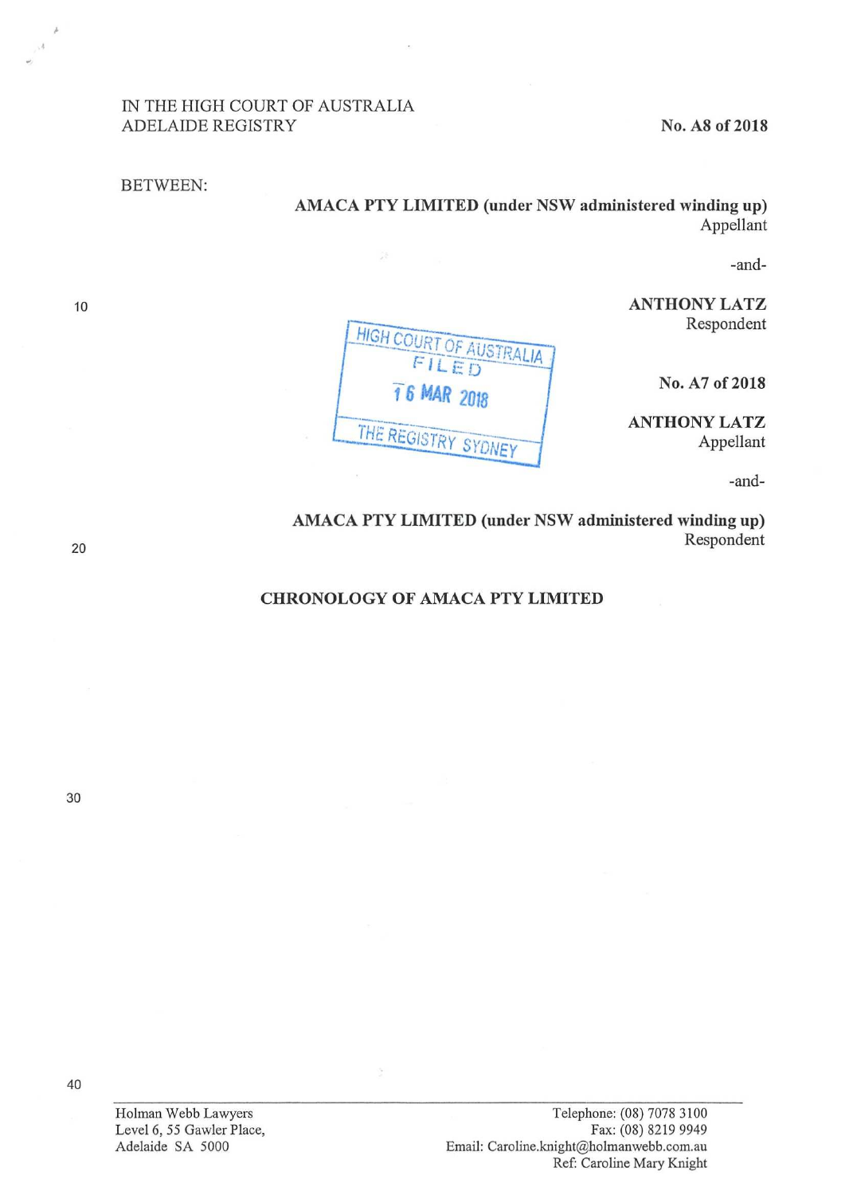IN THE HIGH COURT OF AUSTRALIA
ADELAIDE REGISTRY

**No. A8 of 2018**

BETWEEN:

**AMACA PTY LIMITED (under NSW administered winding up)**
Appellant

-and-

**ANTHONY LATZ**
Respondent

HIGH COURT OF AUSTRALIA
FILED
16 MAR 2018
THE REGISTRY SYDNEY

**No. A7 of 2018**

**ANTHONY LATZ**
Appellant

-and-

**AMACA PTY LIMITED (under NSW administered winding up)**
Respondent

## CHRONOLOGY OF AMACA PTY LIMITED

Holman Webb Lawyers
Level 6, 55 Gawler Place,
Adelaide SA 5000

Telephone: (08) 7078 3100
Fax: (08) 8219 9949
Email: Caroline.knight@holmanwebb.com.au
Ref: Caroline Mary Knight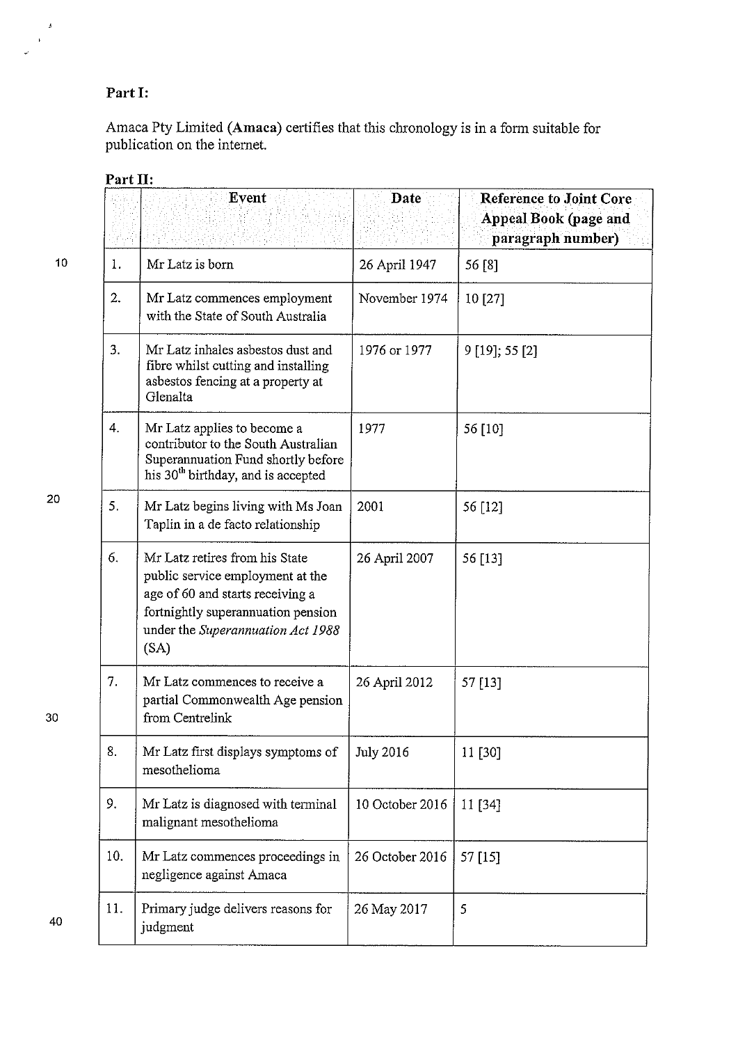**Part I:**

Amaca Pty Limited (**Amaca**) certifies that this chronology is in a form suitable for publication on the internet.

**Part II:**

| | Event | Date | Reference to Joint Core Appeal Book (page and paragraph number) |
|---|---|---|---|
| 1. | Mr Latz is born | 26 April 1947 | 56 [8] |
| 2. | Mr Latz commences employment with the State of South Australia | November 1974 | 10 [27] |
| 3. | Mr Latz inhales asbestos dust and fibre whilst cutting and installing asbestos fencing at a property at Glenalta | 1976 or 1977 | 9 [19]; 55 [2] |
| 4. | Mr Latz applies to become a contributor to the South Australian Superannuation Fund shortly before his 30th birthday, and is accepted | 1977 | 56 [10] |
| 5. | Mr Latz begins living with Ms Joan Taplin in a de facto relationship | 2001 | 56 [12] |
| 6. | Mr Latz retires from his State public service employment at the age of 60 and starts receiving a fortnightly superannuation pension under the *Superannuation Act 1988* (SA) | 26 April 2007 | 56 [13] |
| 7. | Mr Latz commences to receive a partial Commonwealth Age pension from Centrelink | 26 April 2012 | 57 [13] |
| 8. | Mr Latz first displays symptoms of mesothelioma | July 2016 | 11 [30] |
| 9. | Mr Latz is diagnosed with terminal malignant mesothelioma | 10 October 2016 | 11 [34] |
| 10. | Mr Latz commences proceedings in negligence against Amaca | 26 October 2016 | 57 [15] |
| 11. | Primary judge delivers reasons for judgment | 26 May 2017 | 5 |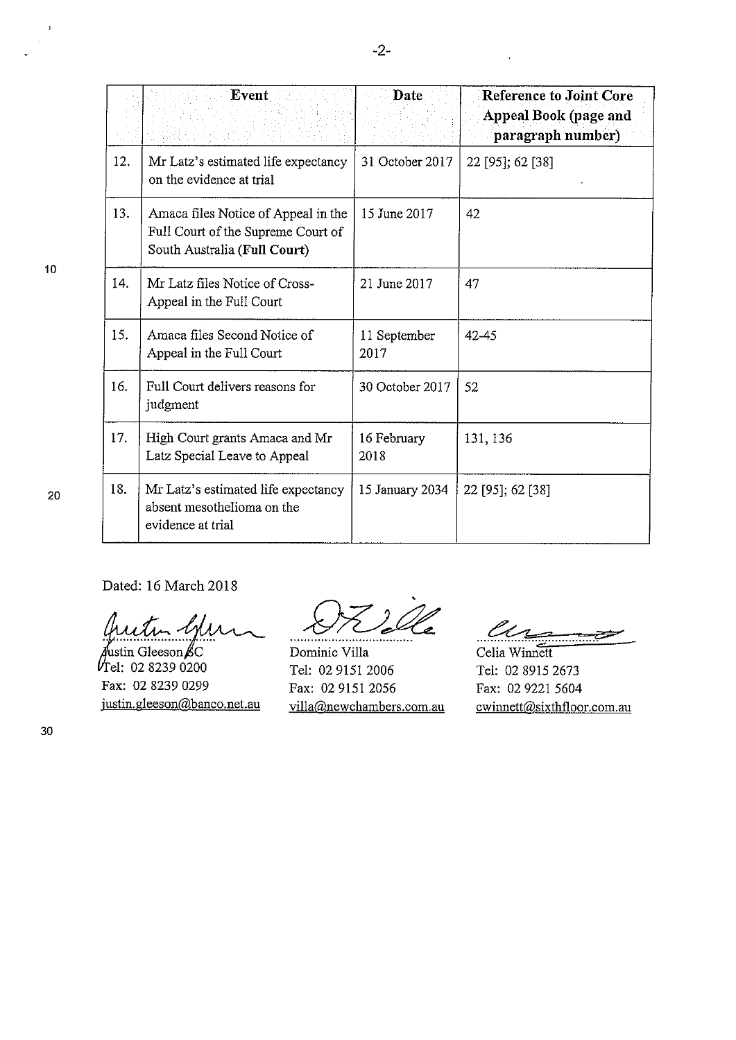| | Event | Date | Reference to Joint Core Appeal Book (page and paragraph number) |
|---|---|---|---|
| 12. | Mr Latz's estimated life expectancy on the evidence at trial | 31 October 2017 | 22 [95]; 62 [38] |
| 13. | Amaca files Notice of Appeal in the Full Court of the Supreme Court of South Australia (**Full Court**) | 15 June 2017 | 42 |
| 14. | Mr Latz files Notice of Cross-Appeal in the Full Court | 21 June 2017 | 47 |
| 15. | Amaca files Second Notice of Appeal in the Full Court | 11 September 2017 | 42-45 |
| 16. | Full Court delivers reasons for judgment | 30 October 2017 | 52 |
| 17. | High Court grants Amaca and Mr Latz Special Leave to Appeal | 16 February 2018 | 131, 136 |
| 18. | Mr Latz's estimated life expectancy absent mesothelioma on the evidence at trial | 15 January 2034 | 22 [95]; 62 [38] |

Dated: 16 March 2018

Justin Gleeson SC
Tel: 02 8239 0200
Fax: 02 8239 0299
justin.gleeson@banco.net.au

Dominic Villa
Tel: 02 9151 2006
Fax: 02 9151 2056
villa@newchambers.com.au

Celia Winnett
Tel: 02 8915 2673
Fax: 02 9221 5604
cwinnett@sixthfloor.com.au